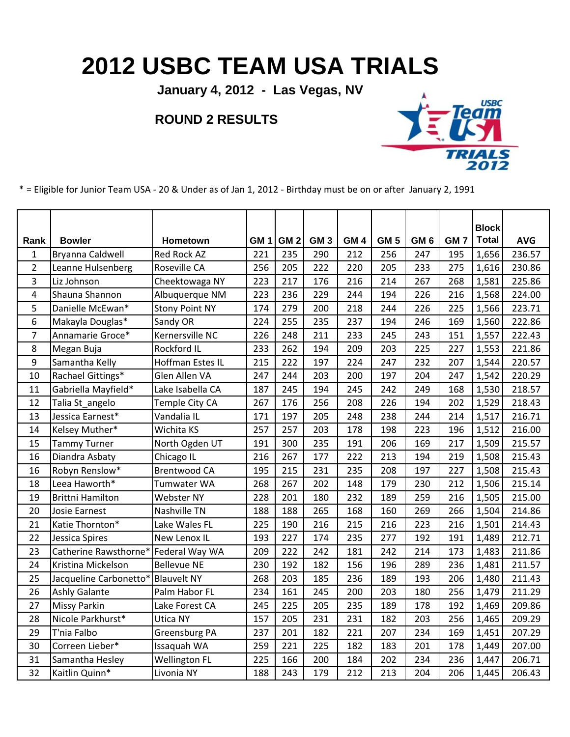# 2012 USBC TEAM USA TRIALS

**January 4, 2012 - Las Vegas, NV**

**ROUND 2 RESULTS**

* = Eligible for Junior Team USA - 20 & Under as of Jan 1, 2012 - Birthday must be on or after January 2, 1991

| Rank | Bowler | Hometown | GM 1 | GM 2 | GM 3 | GM 4 | GM 5 | GM 6 | GM 7 | Block Total | AVG |
|---|---|---|---|---|---|---|---|---|---|---|---|
| 1 | Bryanna Caldwell | Red Rock AZ | 221 | 235 | 290 | 212 | 256 | 247 | 195 | 1,656 | 236.57 |
| 2 | Leanne Hulsenberg | Roseville CA | 256 | 205 | 222 | 220 | 205 | 233 | 275 | 1,616 | 230.86 |
| 3 | Liz Johnson | Cheektowaga NY | 223 | 217 | 176 | 216 | 214 | 267 | 268 | 1,581 | 225.86 |
| 4 | Shauna Shannon | Albuquerque NM | 223 | 236 | 229 | 244 | 194 | 226 | 216 | 1,568 | 224.00 |
| 5 | Danielle McEwan* | Stony Point NY | 174 | 279 | 200 | 218 | 244 | 226 | 225 | 1,566 | 223.71 |
| 6 | Makayla Douglas* | Sandy OR | 224 | 255 | 235 | 237 | 194 | 246 | 169 | 1,560 | 222.86 |
| 7 | Annamarie Groce* | Kernersville NC | 226 | 248 | 211 | 233 | 245 | 243 | 151 | 1,557 | 222.43 |
| 8 | Megan Buja | Rockford IL | 233 | 262 | 194 | 209 | 203 | 225 | 227 | 1,553 | 221.86 |
| 9 | Samantha Kelly | Hoffman Estes IL | 215 | 222 | 197 | 224 | 247 | 232 | 207 | 1,544 | 220.57 |
| 10 | Rachael Gittings* | Glen Allen VA | 247 | 244 | 203 | 200 | 197 | 204 | 247 | 1,542 | 220.29 |
| 11 | Gabriella Mayfield* | Lake Isabella CA | 187 | 245 | 194 | 245 | 242 | 249 | 168 | 1,530 | 218.57 |
| 12 | Talia St_angelo | Temple City CA | 267 | 176 | 256 | 208 | 226 | 194 | 202 | 1,529 | 218.43 |
| 13 | Jessica Earnest* | Vandalia IL | 171 | 197 | 205 | 248 | 238 | 244 | 214 | 1,517 | 216.71 |
| 14 | Kelsey Muther* | Wichita KS | 257 | 257 | 203 | 178 | 198 | 223 | 196 | 1,512 | 216.00 |
| 15 | Tammy Turner | North Ogden UT | 191 | 300 | 235 | 191 | 206 | 169 | 217 | 1,509 | 215.57 |
| 16 | Diandra Asbaty | Chicago IL | 216 | 267 | 177 | 222 | 213 | 194 | 219 | 1,508 | 215.43 |
| 16 | Robyn Renslow* | Brentwood CA | 195 | 215 | 231 | 235 | 208 | 197 | 227 | 1,508 | 215.43 |
| 18 | Leea Haworth* | Tumwater WA | 268 | 267 | 202 | 148 | 179 | 230 | 212 | 1,506 | 215.14 |
| 19 | Brittni Hamilton | Webster NY | 228 | 201 | 180 | 232 | 189 | 259 | 216 | 1,505 | 215.00 |
| 20 | Josie Earnest | Nashville TN | 188 | 188 | 265 | 168 | 160 | 269 | 266 | 1,504 | 214.86 |
| 21 | Katie Thornton* | Lake Wales FL | 225 | 190 | 216 | 215 | 216 | 223 | 216 | 1,501 | 214.43 |
| 22 | Jessica Spires | New Lenox IL | 193 | 227 | 174 | 235 | 277 | 192 | 191 | 1,489 | 212.71 |
| 23 | Catherine Rawsthorne* | Federal Way WA | 209 | 222 | 242 | 181 | 242 | 214 | 173 | 1,483 | 211.86 |
| 24 | Kristina Mickelson | Bellevue NE | 230 | 192 | 182 | 156 | 196 | 289 | 236 | 1,481 | 211.57 |
| 25 | Jacqueline Carbonetto* | Blauvelt NY | 268 | 203 | 185 | 236 | 189 | 193 | 206 | 1,480 | 211.43 |
| 26 | Ashly Galante | Palm Habor FL | 234 | 161 | 245 | 200 | 203 | 180 | 256 | 1,479 | 211.29 |
| 27 | Missy Parkin | Lake Forest CA | 245 | 225 | 205 | 235 | 189 | 178 | 192 | 1,469 | 209.86 |
| 28 | Nicole Parkhurst* | Utica NY | 157 | 205 | 231 | 231 | 182 | 203 | 256 | 1,465 | 209.29 |
| 29 | T'nia Falbo | Greensburg PA | 237 | 201 | 182 | 221 | 207 | 234 | 169 | 1,451 | 207.29 |
| 30 | Correen Lieber* | Issaquah WA | 259 | 221 | 225 | 182 | 183 | 201 | 178 | 1,449 | 207.00 |
| 31 | Samantha Hesley | Wellington FL | 225 | 166 | 200 | 184 | 202 | 234 | 236 | 1,447 | 206.71 |
| 32 | Kaitlin Quinn* | Livonia NY | 188 | 243 | 179 | 212 | 213 | 204 | 206 | 1,445 | 206.43 |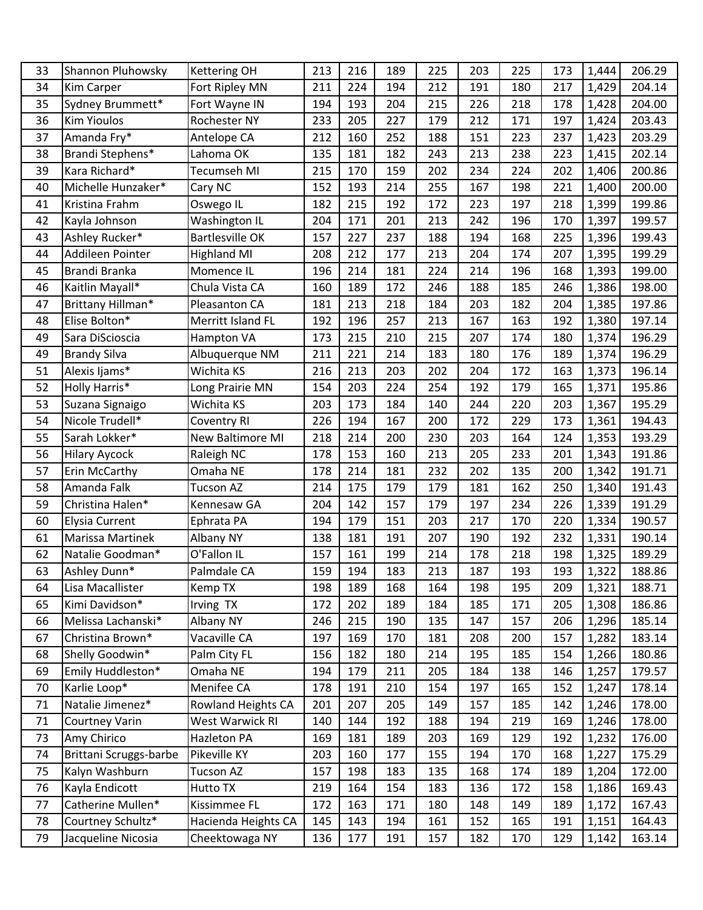| | | | | | | | | | | | |
|---|---|---|---|---|---|---|---|---|---|---|---|
| 33 | Shannon Pluhowsky | Kettering OH | 213 | 216 | 189 | 225 | 203 | 225 | 173 | 1,444 | 206.29 |
| 34 | Kim Carper | Fort Ripley MN | 211 | 224 | 194 | 212 | 191 | 180 | 217 | 1,429 | 204.14 |
| 35 | Sydney Brummett* | Fort Wayne IN | 194 | 193 | 204 | 215 | 226 | 218 | 178 | 1,428 | 204.00 |
| 36 | Kim Yioulos | Rochester NY | 233 | 205 | 227 | 179 | 212 | 171 | 197 | 1,424 | 203.43 |
| 37 | Amanda Fry* | Antelope CA | 212 | 160 | 252 | 188 | 151 | 223 | 237 | 1,423 | 203.29 |
| 38 | Brandi Stephens* | Lahoma OK | 135 | 181 | 182 | 243 | 213 | 238 | 223 | 1,415 | 202.14 |
| 39 | Kara Richard* | Tecumseh MI | 215 | 170 | 159 | 202 | 234 | 224 | 202 | 1,406 | 200.86 |
| 40 | Michelle Hunzaker* | Cary NC | 152 | 193 | 214 | 255 | 167 | 198 | 221 | 1,400 | 200.00 |
| 41 | Kristina Frahm | Oswego IL | 182 | 215 | 192 | 172 | 223 | 197 | 218 | 1,399 | 199.86 |
| 42 | Kayla Johnson | Washington IL | 204 | 171 | 201 | 213 | 242 | 196 | 170 | 1,397 | 199.57 |
| 43 | Ashley Rucker* | Bartlesville OK | 157 | 227 | 237 | 188 | 194 | 168 | 225 | 1,396 | 199.43 |
| 44 | Addileen Pointer | Highland MI | 208 | 212 | 177 | 213 | 204 | 174 | 207 | 1,395 | 199.29 |
| 45 | Brandi Branka | Momence IL | 196 | 214 | 181 | 224 | 214 | 196 | 168 | 1,393 | 199.00 |
| 46 | Kaitlin Mayall* | Chula Vista CA | 160 | 189 | 172 | 246 | 188 | 185 | 246 | 1,386 | 198.00 |
| 47 | Brittany Hillman* | Pleasanton CA | 181 | 213 | 218 | 184 | 203 | 182 | 204 | 1,385 | 197.86 |
| 48 | Elise Bolton* | Merritt Island FL | 192 | 196 | 257 | 213 | 167 | 163 | 192 | 1,380 | 197.14 |
| 49 | Sara DiScioscia | Hampton VA | 173 | 215 | 210 | 215 | 207 | 174 | 180 | 1,374 | 196.29 |
| 49 | Brandy Silva | Albuquerque NM | 211 | 221 | 214 | 183 | 180 | 176 | 189 | 1,374 | 196.29 |
| 51 | Alexis Ijams* | Wichita KS | 216 | 213 | 203 | 202 | 204 | 172 | 163 | 1,373 | 196.14 |
| 52 | Holly Harris* | Long Prairie MN | 154 | 203 | 224 | 254 | 192 | 179 | 165 | 1,371 | 195.86 |
| 53 | Suzana Signaigo | Wichita KS | 203 | 173 | 184 | 140 | 244 | 220 | 203 | 1,367 | 195.29 |
| 54 | Nicole Trudell* | Coventry RI | 226 | 194 | 167 | 200 | 172 | 229 | 173 | 1,361 | 194.43 |
| 55 | Sarah Lokker* | New Baltimore MI | 218 | 214 | 200 | 230 | 203 | 164 | 124 | 1,353 | 193.29 |
| 56 | Hilary Aycock | Raleigh NC | 178 | 153 | 160 | 213 | 205 | 233 | 201 | 1,343 | 191.86 |
| 57 | Erin McCarthy | Omaha NE | 178 | 214 | 181 | 232 | 202 | 135 | 200 | 1,342 | 191.71 |
| 58 | Amanda Falk | Tucson AZ | 214 | 175 | 179 | 179 | 181 | 162 | 250 | 1,340 | 191.43 |
| 59 | Christina Halen* | Kennesaw GA | 204 | 142 | 157 | 179 | 197 | 234 | 226 | 1,339 | 191.29 |
| 60 | Elysia Current | Ephrata PA | 194 | 179 | 151 | 203 | 217 | 170 | 220 | 1,334 | 190.57 |
| 61 | Marissa Martinek | Albany NY | 138 | 181 | 191 | 207 | 190 | 192 | 232 | 1,331 | 190.14 |
| 62 | Natalie Goodman* | O'Fallon IL | 157 | 161 | 199 | 214 | 178 | 218 | 198 | 1,325 | 189.29 |
| 63 | Ashley Dunn* | Palmdale CA | 159 | 194 | 183 | 213 | 187 | 193 | 193 | 1,322 | 188.86 |
| 64 | Lisa Macallister | Kemp TX | 198 | 189 | 168 | 164 | 198 | 195 | 209 | 1,321 | 188.71 |
| 65 | Kimi Davidson* | Irving TX | 172 | 202 | 189 | 184 | 185 | 171 | 205 | 1,308 | 186.86 |
| 66 | Melissa Lachanski* | Albany NY | 246 | 215 | 190 | 135 | 147 | 157 | 206 | 1,296 | 185.14 |
| 67 | Christina Brown* | Vacaville CA | 197 | 169 | 170 | 181 | 208 | 200 | 157 | 1,282 | 183.14 |
| 68 | Shelly Goodwin* | Palm City FL | 156 | 182 | 180 | 214 | 195 | 185 | 154 | 1,266 | 180.86 |
| 69 | Emily Huddleston* | Omaha NE | 194 | 179 | 211 | 205 | 184 | 138 | 146 | 1,257 | 179.57 |
| 70 | Karlie Loop* | Menifee CA | 178 | 191 | 210 | 154 | 197 | 165 | 152 | 1,247 | 178.14 |
| 71 | Natalie Jimenez* | Rowland Heights CA | 201 | 207 | 205 | 149 | 157 | 185 | 142 | 1,246 | 178.00 |
| 71 | Courtney Varin | West Warwick RI | 140 | 144 | 192 | 188 | 194 | 219 | 169 | 1,246 | 178.00 |
| 73 | Amy Chirico | Hazleton PA | 169 | 181 | 189 | 203 | 169 | 129 | 192 | 1,232 | 176.00 |
| 74 | Brittani Scruggs-barbe | Pikeville KY | 203 | 160 | 177 | 155 | 194 | 170 | 168 | 1,227 | 175.29 |
| 75 | Kalyn Washburn | Tucson AZ | 157 | 198 | 183 | 135 | 168 | 174 | 189 | 1,204 | 172.00 |
| 76 | Kayla Endicott | Hutto TX | 219 | 164 | 154 | 183 | 136 | 172 | 158 | 1,186 | 169.43 |
| 77 | Catherine Mullen* | Kissimmee FL | 172 | 163 | 171 | 180 | 148 | 149 | 189 | 1,172 | 167.43 |
| 78 | Courtney Schultz* | Hacienda Heights CA | 145 | 143 | 194 | 161 | 152 | 165 | 191 | 1,151 | 164.43 |
| 79 | Jacqueline Nicosia | Cheektowaga NY | 136 | 177 | 191 | 157 | 182 | 170 | 129 | 1,142 | 163.14 |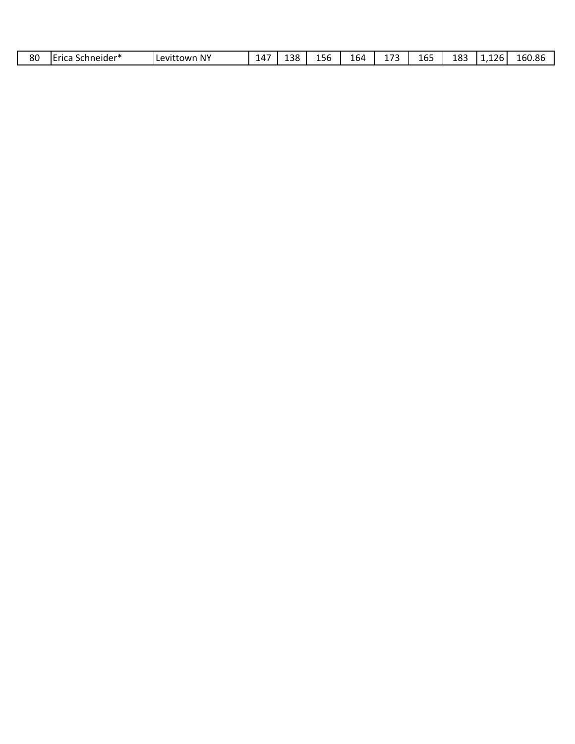| | | | | | | | | | | | |
|---|---|---|---|---|---|---|---|---|---|---|---|
| 80 | Erica Schneider* | Levittown NY | 147 | 138 | 156 | 164 | 173 | 165 | 183 | 1,126 | 160.86 |